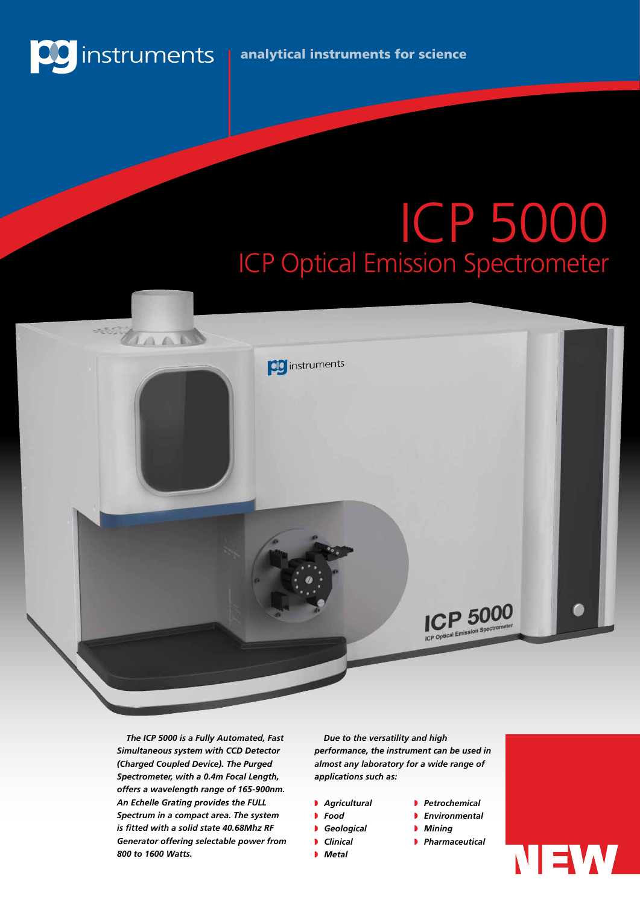pg instruments | analytical instruments for science

# ICP 5000

## ICP Optical Emission Spectrometer

*The ICP 5000 is a Fully Automated, Fast Simultaneous system with CCD Detector (Charged Coupled Device). The Purged Spectrometer, with a 0.4m Focal Length, offers a wavelength range of 165-900nm. An Echelle Grating provides the FULL Spectrum in a compact area. The system is fitted with a solid state 40.68Mhz RF Generator offering selectable power from 800 to 1600 Watts.*

*Due to the versatility and high performance, the instrument can be used in almost any laboratory for a wide range of applications such as:*

- *Agricultural*
- *Food*
- *Geological*
- *Clinical*
- *Metal*
- *Petrochemical*
- *Environmental*
- *Mining*
- *Pharmaceutical*

NEW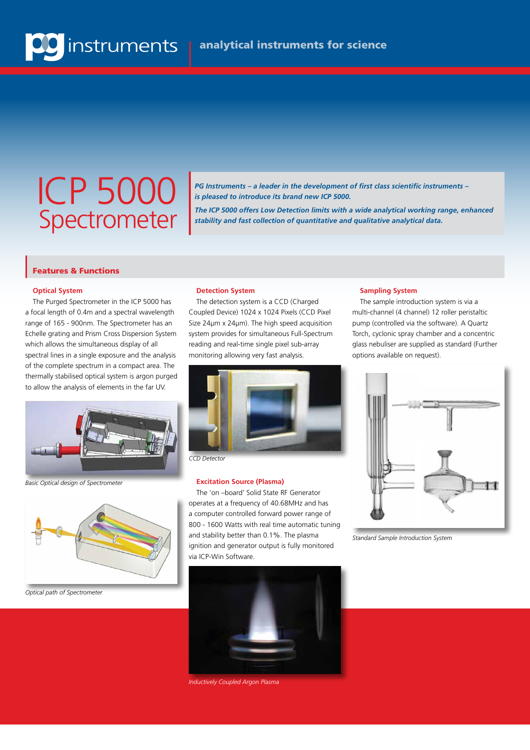pg instruments | analytical instruments for science

# ICP 5000 Spectrometer

***PG Instruments – a leader in the development of first class scientific instruments – is pleased to introduce its brand new ICP 5000.***

***The ICP 5000 offers Low Detection limits with a wide analytical working range, enhanced stability and fast collection of quantitative and qualitative analytical data.***

## Features & Functions

### Optical System

The Purged Spectrometer in the ICP 5000 has a focal length of 0.4m and a spectral wavelength range of 165 - 900nm. The Spectrometer has an Echelle grating and Prism Cross Dispersion System which allows the simultaneous display of all spectral lines in a single exposure and the analysis of the complete spectrum in a compact area. The thermally stabilised optical system is argon purged to allow the analysis of elements in the far UV.

*Basic Optical design of Spectrometer*

*Optical path of Spectrometer*

### Detection System

The detection system is a CCD (Charged Coupled Device) 1024 x 1024 Pixels (CCD Pixel Size 24µm x 24µm). The high speed acquisition system provides for simultaneous Full-Spectrum reading and real-time single pixel sub-array monitoring allowing very fast analysis.

*CCD Detector*

### Excitation Source (Plasma)

The 'on –board' Solid State RF Generator operates at a frequency of 40.68MHz and has a computer controlled forward power range of 800 - 1600 Watts with real time automatic tuning and stability better than 0.1%. The plasma ignition and generator output is fully monitored via ICP-Win Software.

*Inductively Coupled Argon Plasma*

### Sampling System

The sample introduction system is via a multi-channel (4 channel) 12 roller peristaltic pump (controlled via the software). A Quartz Torch, cyclonic spray chamber and a concentric glass nebuliser are supplied as standard (Further options available on request).

*Standard Sample Introduction System*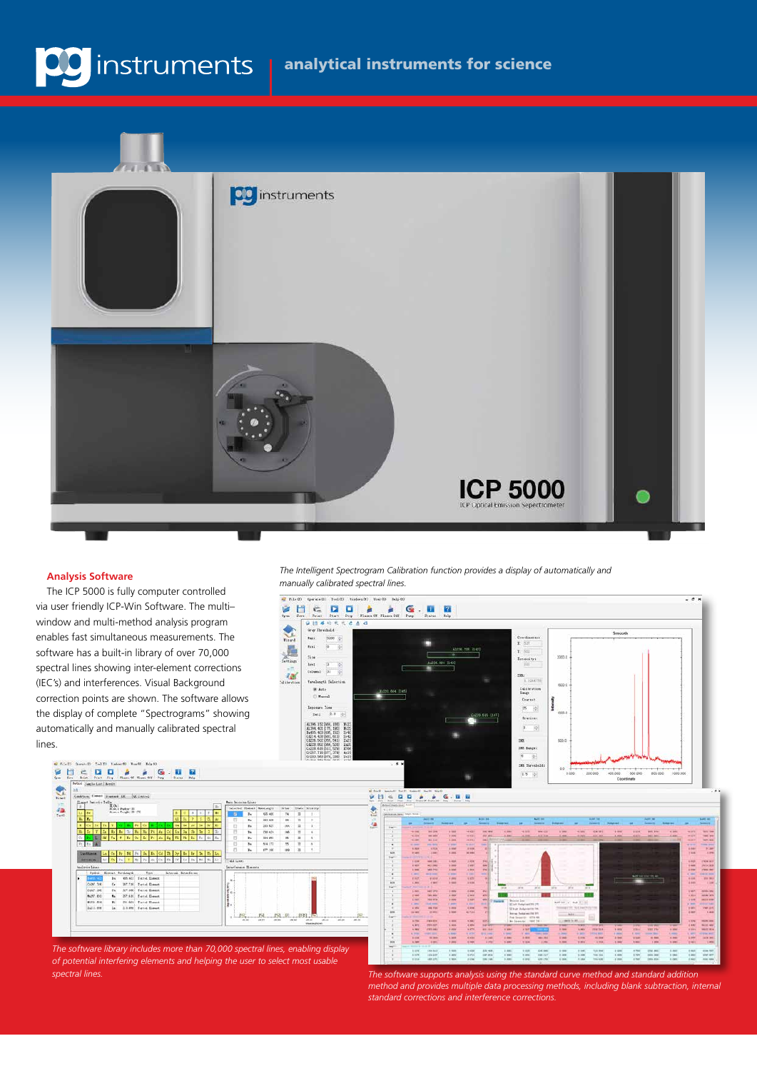# pg instruments | analytical instruments for science

## Analysis Software

The ICP 5000 is fully computer controlled via user friendly ICP-Win Software. The multi–window and multi-method analysis program enables fast simultaneous measurements. The software has a built-in library of over 70,000 spectral lines showing inter-element corrections (IEC's) and interferences. Visual Background correction points are shown. The software allows the display of complete "Spectrograms" showing automatically and manually calibrated spectral lines.

*The Intelligent Spectrogram Calibration function provides a display of automatically and manually calibrated spectral lines.*

*The software library includes more than 70,000 spectral lines, enabling display of potential interfering elements and helping the user to select most usable spectral lines.*

*The software supports analysis using the standard curve method and standard addition method and provides multiple data processing methods, including blank subtraction, internal standard corrections and interference corrections.*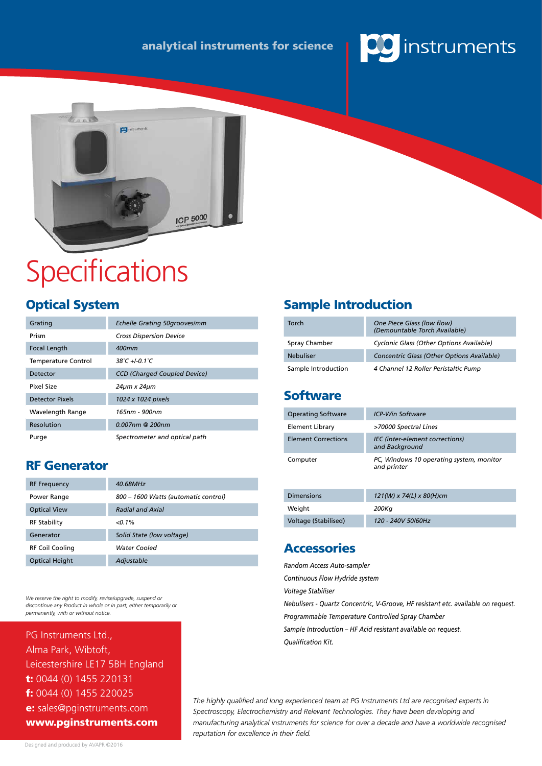analytical instruments for science

pg instruments

# Specifications

## Optical System

| | |
|---|---|
| Grating | *Echelle Grating 50grooves/mm* |
| Prism | *Cross Dispersion Device* |
| Focal Length | *400mm* |
| Temperature Control | *38˚C +/-0.1˚C* |
| Detector | *CCD (Charged Coupled Device)* |
| Pixel Size | *24µm x 24µm* |
| Detector Pixels | *1024 x 1024 pixels* |
| Wavelength Range | *165nm - 900nm* |
| Resolution | *0.007nm @ 200nm* |
| Purge | *Spectrometer and optical path* |

## RF Generator

| | |
|---|---|
| RF Frequency | *40.68MHz* |
| Power Range | *800 – 1600 Watts (automatic control)* |
| Optical View | *Radial and Axial* |
| RF Stability | *<0.1%* |
| Generator | *Solid State (low voltage)* |
| RF Coil Cooling | *Water Cooled* |
| Optical Height | *Adjustable* |

*We reserve the right to modify, revise/upgrade, suspend or discontinue any Product in whole or in part, either temporarily or permanently, with or without notice.*

PG Instruments Ltd.,
Alma Park, Wibtoft,
Leicestershire LE17 5BH England
**t:** 0044 (0) 1455 220131
**f:** 0044 (0) 1455 220025
**e:** sales@pginstruments.com
**www.pginstruments.com**

## Sample Introduction

| | |
|---|---|
| Torch | *One Piece Glass (low flow) (Demountable Torch Available)* |
| Spray Chamber | *Cyclonic Glass (Other Options Available)* |
| Nebuliser | *Concentric Glass (Other Options Available)* |
| Sample Introduction | *4 Channel 12 Roller Peristaltic Pump* |

## Software

| | |
|---|---|
| Operating Software | *ICP-Win Software* |
| Element Library | *>70000 Spectral Lines* |
| Element Corrections | *IEC (inter-element corrections) and Background* |
| Computer | *PC, Windows 10 operating system, monitor and printer* |

| | |
|---|---|
| Dimensions | *121(W) x 74(L) x 80(H)cm* |
| Weight | *200Kg* |
| Voltage (Stabilised) | *120 - 240V 50/60Hz* |

## Accessories

*Random Access Auto-sampler*
*Continuous Flow Hydride system*
*Voltage Stabiliser*
*Nebulisers - Quartz Concentric, V-Groove, HF resistant etc. available on request.*
*Programmable Temperature Controlled Spray Chamber*
*Sample Introduction – HF Acid resistant available on request.*
*Qualification Kit.*

*The highly qualified and long experienced team at PG Instruments Ltd are recognised experts in Spectroscopy, Electrochemistry and Relevant Technologies. They have been developing and manufacturing analytical instruments for science for over a decade and have a worldwide recognised reputation for excellence in their field.*

Designed and produced by AVAPR ©2016